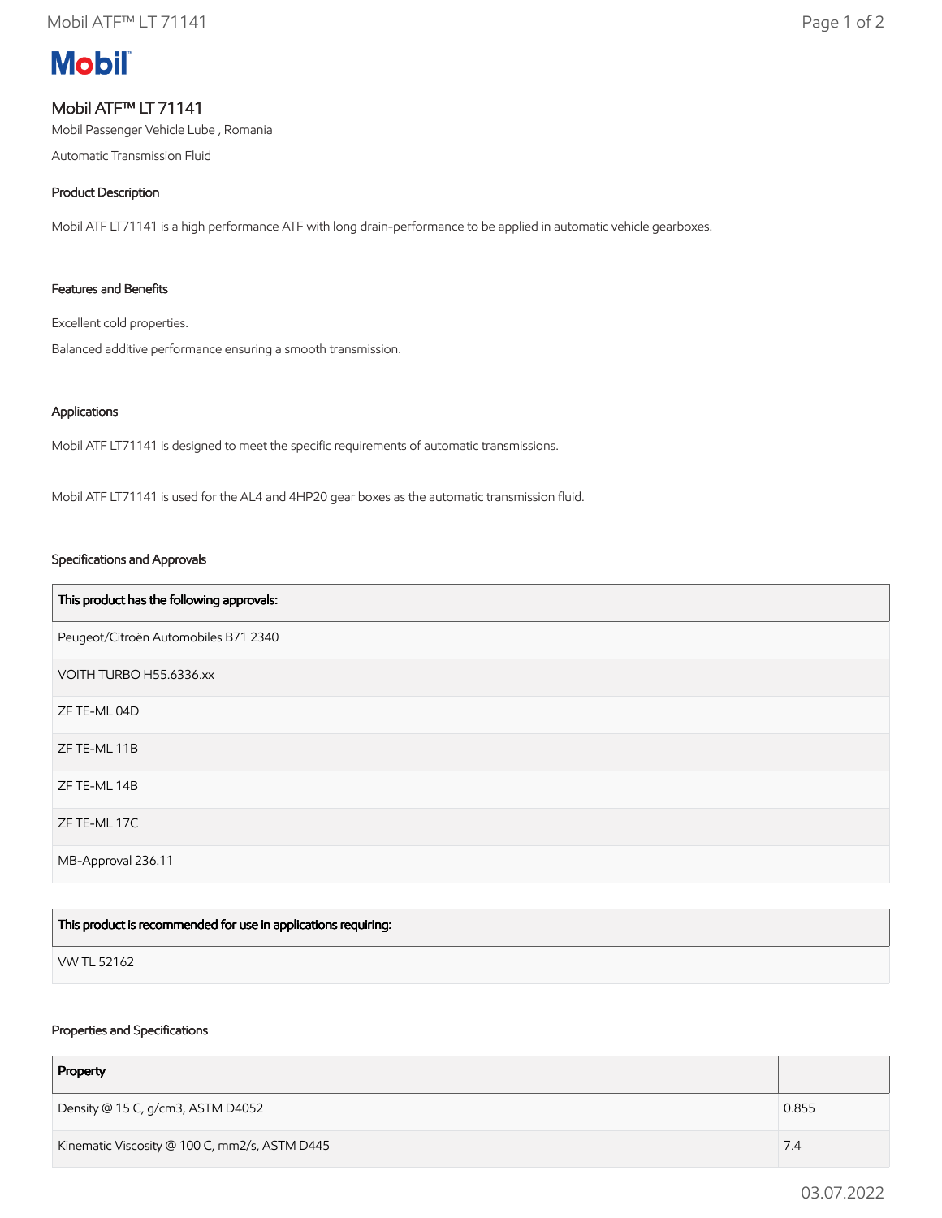Mobil

# Mobil ATF™ LT 71141

Mobil Passenger Vehicle Lube , Romania

Automatic Transmission Fluid

## Product Description

Mobil ATF LT71141 is a high performance ATF with long drain-performance to be applied in automatic vehicle gearboxes.

## Features and Benefits

Excellent cold properties.

Balanced additive performance ensuring a smooth transmission.

## Applications

Mobil ATF LT71141 is designed to meet the specific requirements of automatic transmissions.

Mobil ATF LT71141 is used for the AL4 and 4HP20 gear boxes as the automatic transmission fluid.

## Specifications and Approvals

| This product has the following approvals: |
|---|
| Peugeot/Citroën Automobiles B71 2340 |
| VOITH TURBO H55.6336.xx |
| ZF TE-ML 04D |
| ZF TE-ML 11B |
| ZF TE-ML 14B |
| ZF TE-ML 17C |
| MB-Approval 236.11 |

| This product is recommended for use in applications requiring: |
|---|
| VW TL 52162 |

## Properties and Specifications

| Property | |
|---|---|
| Density @ 15 C, g/cm3, ASTM D4052 | 0.855 |
| Kinematic Viscosity @ 100 C, mm2/s, ASTM D445 | 7.4 |

03.07.2022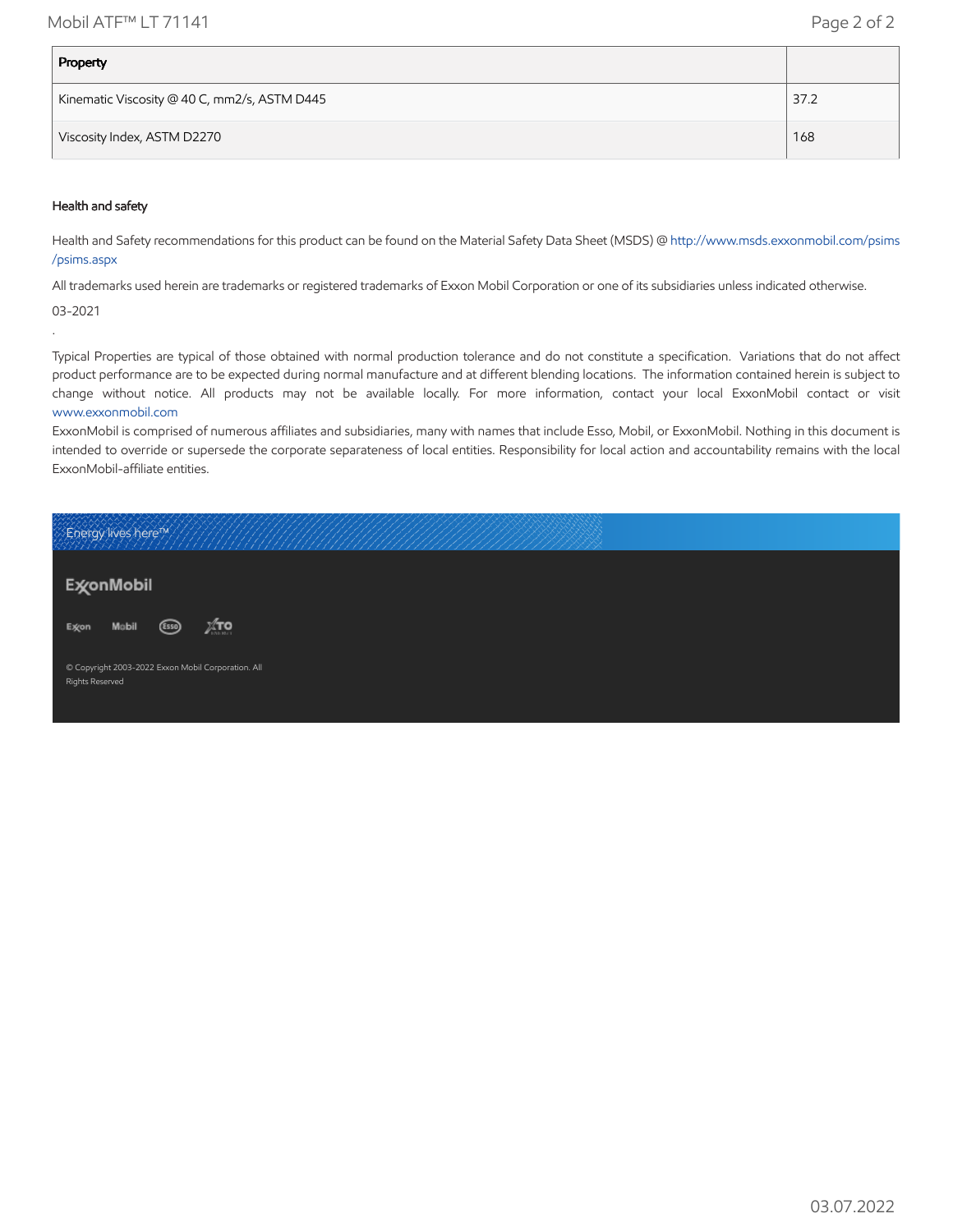| Property | |
|---|---|
| Kinematic Viscosity @ 40 C, mm2/s, ASTM D445 | 37.2 |
| Viscosity Index, ASTM D2270 | 168 |

### Health and safety

Health and Safety recommendations for this product can be found on the Material Safety Data Sheet (MSDS) @ http://www.msds.exxonmobil.com/psims/psims.aspx

All trademarks used herein are trademarks or registered trademarks of Exxon Mobil Corporation or one of its subsidiaries unless indicated otherwise.

03-2021

.

Typical Properties are typical of those obtained with normal production tolerance and do not constitute a specification. Variations that do not affect product performance are to be expected during normal manufacture and at different blending locations. The information contained herein is subject to change without notice. All products may not be available locally. For more information, contact your local ExxonMobil contact or visit www.exxonmobil.com

ExxonMobil is comprised of numerous affiliates and subsidiaries, many with names that include Esso, Mobil, or ExxonMobil. Nothing in this document is intended to override or supersede the corporate separateness of local entities. Responsibility for local action and accountability remains with the local ExxonMobil-affiliate entities.

Energy lives here™

ExxonMobil

Exxon Mobil Esso XTO

© Copyright 2003-2022 Exxon Mobil Corporation. All Rights Reserved